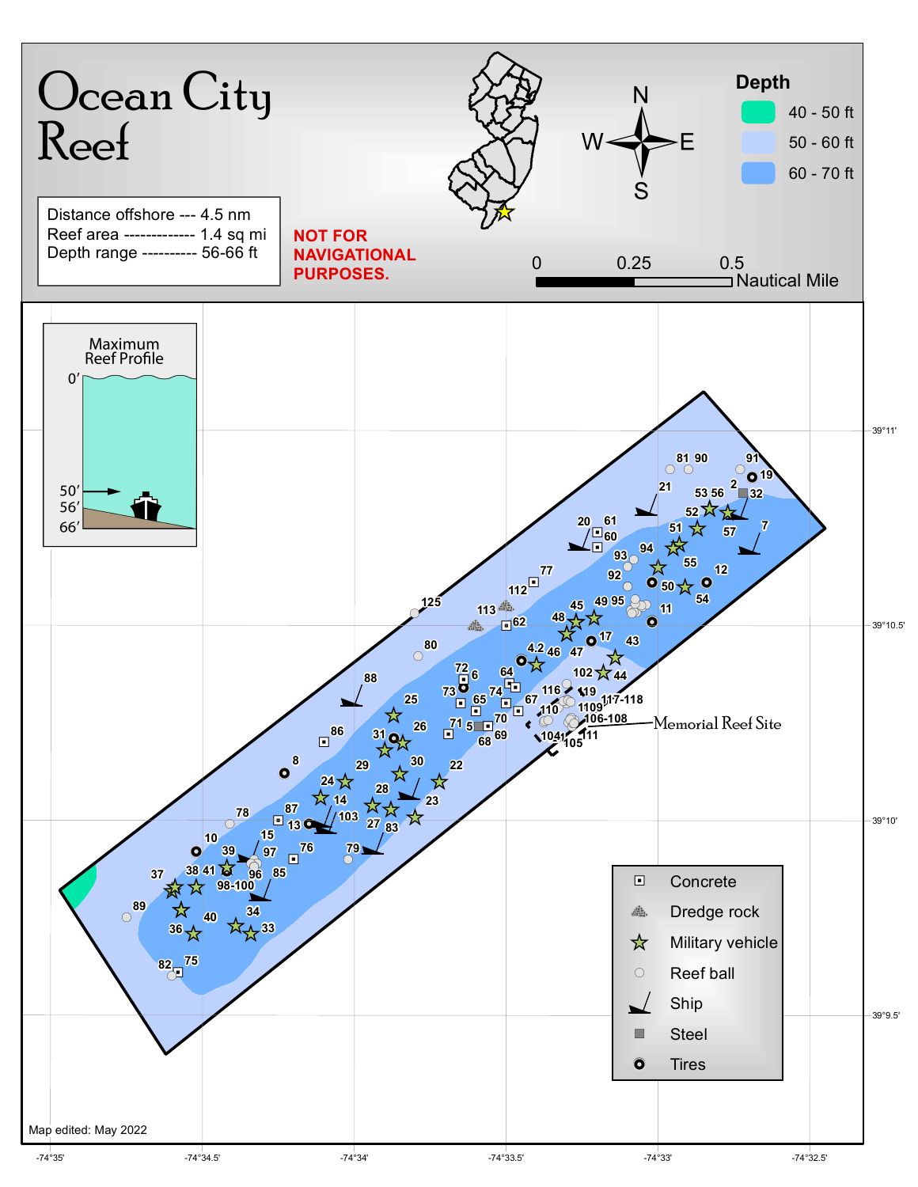# Ocean City Reef

Distance offshore --- 4.5 nm
Reef area ------------- 1.4 sq mi
Depth range ---------- 56-66 ft

**NOT FOR NAVIGATIONAL PURPOSES.**

**Depth**

- 40 - 50 ft
- 50 - 60 ft
- 60 - 70 ft

0 — 0.25 — 0.5 Nautical Mile

Maximum Reef Profile: 0′, 50′, 56′, 66′

Memorial Reef Site

- Concrete
- Dredge rock
- Military vehicle
- Reef ball
- Ship
- Steel
- Tires

39°11′ — 39°10.5′ — 39°10′ — 39°9.5′

-74°35′ — -74°34.5′ — -74°34′ — -74°33.5′ — -74°33′ — -74°32.5′

Map edited: May 2022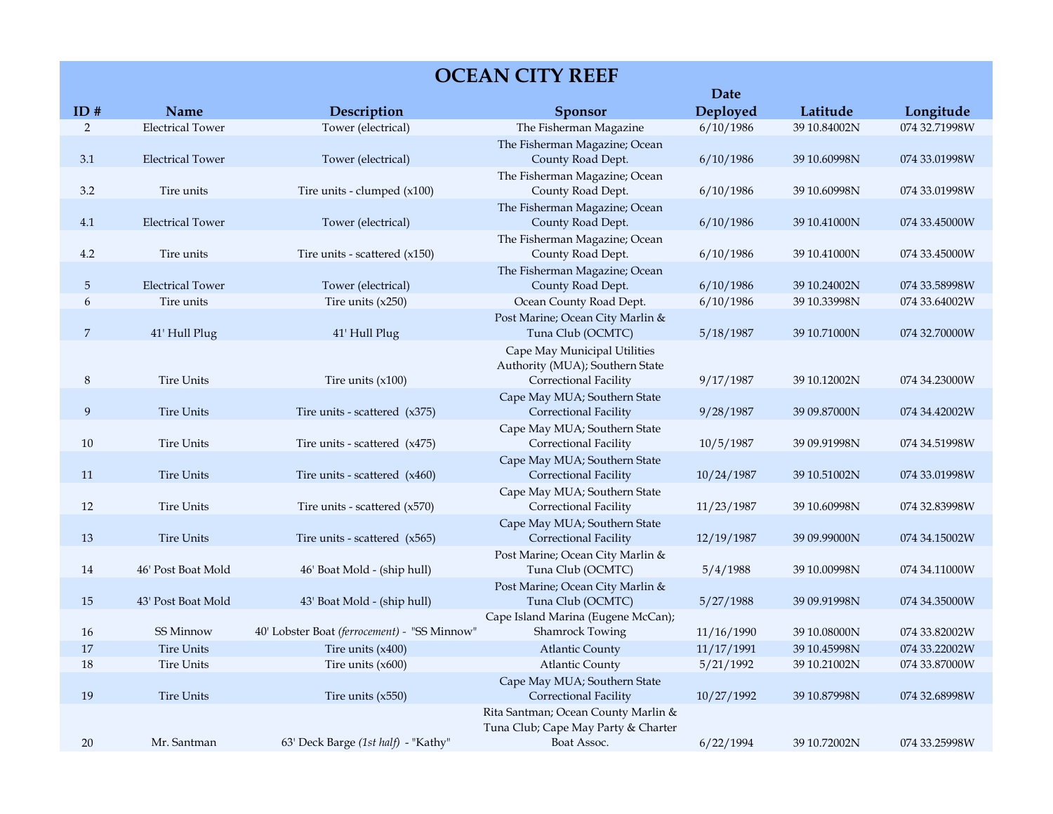# OCEAN CITY REEF

| ID # | Name | Description | Sponsor | Date Deployed | Latitude | Longitude |
|---|---|---|---|---|---|---|
| 2 | Electrical Tower | Tower (electrical) | The Fisherman Magazine | 6/10/1986 | 39 10.84002N | 074 32.71998W |
| 3.1 | Electrical Tower | Tower (electrical) | The Fisherman Magazine; Ocean County Road Dept. | 6/10/1986 | 39 10.60998N | 074 33.01998W |
| 3.2 | Tire units | Tire units - clumped (x100) | The Fisherman Magazine; Ocean County Road Dept. | 6/10/1986 | 39 10.60998N | 074 33.01998W |
| 4.1 | Electrical Tower | Tower (electrical) | The Fisherman Magazine; Ocean County Road Dept. | 6/10/1986 | 39 10.41000N | 074 33.45000W |
| 4.2 | Tire units | Tire units - scattered (x150) | The Fisherman Magazine; Ocean County Road Dept. | 6/10/1986 | 39 10.41000N | 074 33.45000W |
| 5 | Electrical Tower | Tower (electrical) | The Fisherman Magazine; Ocean County Road Dept. | 6/10/1986 | 39 10.24002N | 074 33.58998W |
| 6 | Tire units | Tire units (x250) | Ocean County Road Dept. | 6/10/1986 | 39 10.33998N | 074 33.64002W |
| 7 | 41' Hull Plug | 41' Hull Plug | Post Marine; Ocean City Marlin & Tuna Club (OCMTC) | 5/18/1987 | 39 10.71000N | 074 32.70000W |
| 8 | Tire Units | Tire units (x100) | Cape May Municipal Utilities Authority (MUA); Southern State Correctional Facility | 9/17/1987 | 39 10.12002N | 074 34.23000W |
| 9 | Tire Units | Tire units - scattered (x375) | Cape May MUA; Southern State Correctional Facility | 9/28/1987 | 39 09.87000N | 074 34.42002W |
| 10 | Tire Units | Tire units - scattered (x475) | Cape May MUA; Southern State Correctional Facility | 10/5/1987 | 39 09.91998N | 074 34.51998W |
| 11 | Tire Units | Tire units - scattered (x460) | Cape May MUA; Southern State Correctional Facility | 10/24/1987 | 39 10.51002N | 074 33.01998W |
| 12 | Tire Units | Tire units - scattered (x570) | Cape May MUA; Southern State Correctional Facility | 11/23/1987 | 39 10.60998N | 074 32.83998W |
| 13 | Tire Units | Tire units - scattered (x565) | Cape May MUA; Southern State Correctional Facility | 12/19/1987 | 39 09.99000N | 074 34.15002W |
| 14 | 46' Post Boat Mold | 46' Boat Mold - (ship hull) | Post Marine; Ocean City Marlin & Tuna Club (OCMTC) | 5/4/1988 | 39 10.00998N | 074 34.11000W |
| 15 | 43' Post Boat Mold | 43' Boat Mold - (ship hull) | Post Marine; Ocean City Marlin & Tuna Club (OCMTC) | 5/27/1988 | 39 09.91998N | 074 34.35000W |
| 16 | SS Minnow | 40' Lobster Boat *(ferrocement)* - "SS Minnow" | Cape Island Marina (Eugene McCan); Shamrock Towing | 11/16/1990 | 39 10.08000N | 074 33.82002W |
| 17 | Tire Units | Tire units (x400) | Atlantic County | 11/17/1991 | 39 10.45998N | 074 33.22002W |
| 18 | Tire Units | Tire units (x600) | Atlantic County | 5/21/1992 | 39 10.21002N | 074 33.87000W |
| 19 | Tire Units | Tire units (x550) | Cape May MUA; Southern State Correctional Facility | 10/27/1992 | 39 10.87998N | 074 32.68998W |
| 20 | Mr. Santman | 63' Deck Barge *(1st half)* - "Kathy" | Rita Santman; Ocean County Marlin & Tuna Club; Cape May Party & Charter Boat Assoc. | 6/22/1994 | 39 10.72002N | 074 33.25998W |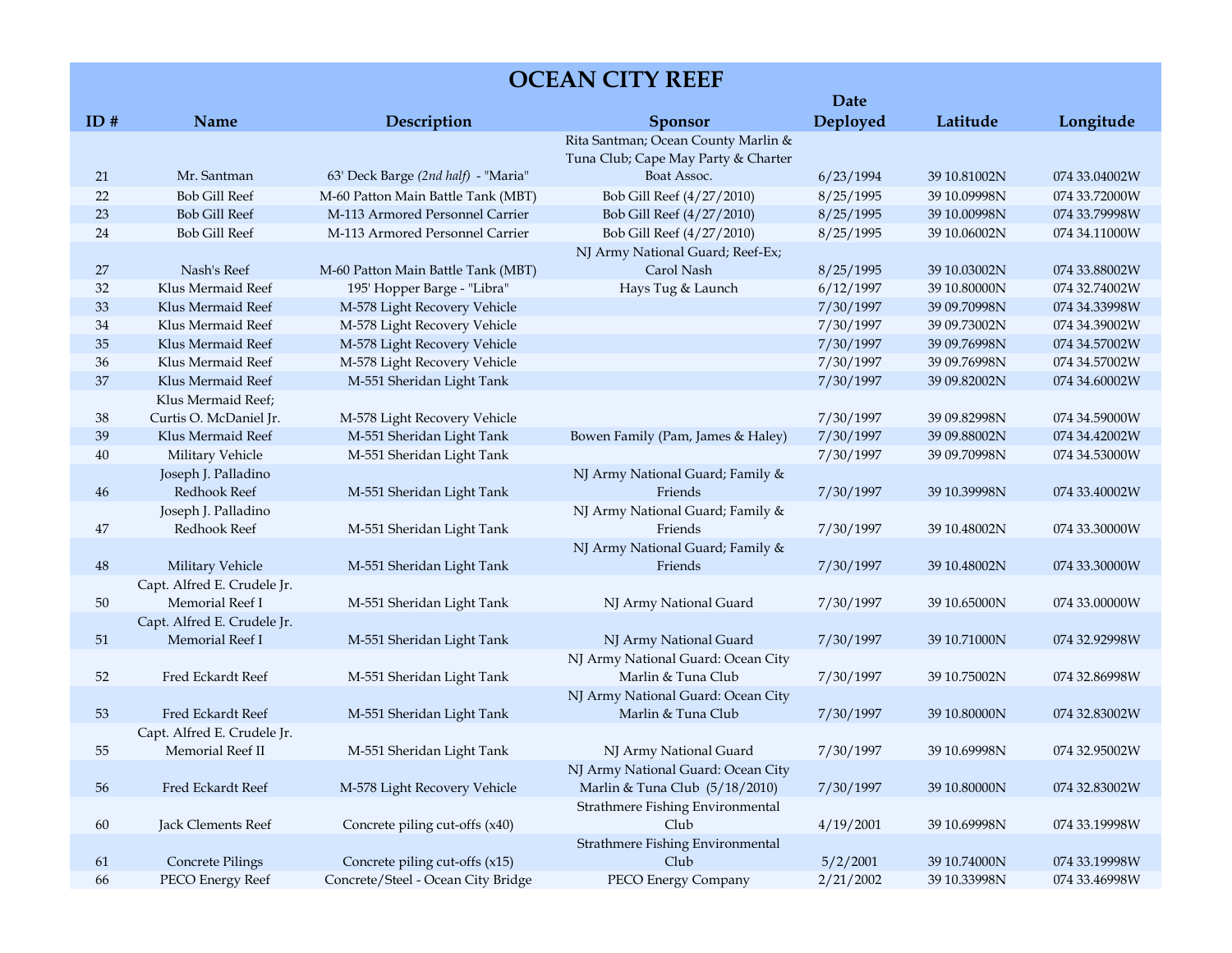# OCEAN CITY REEF

| ID # | Name | Description | Sponsor | Date Deployed | Latitude | Longitude |
|---|---|---|---|---|---|---|
| 21 | Mr. Santman | 63' Deck Barge *(2nd half)* - "Maria" | Rita Santman; Ocean County Marlin & Tuna Club; Cape May Party & Charter Boat Assoc. | 6/23/1994 | 39 10.81002N | 074 33.04002W |
| 22 | Bob Gill Reef | M-60 Patton Main Battle Tank (MBT) | Bob Gill Reef (4/27/2010) | 8/25/1995 | 39 10.09998N | 074 33.72000W |
| 23 | Bob Gill Reef | M-113 Armored Personnel Carrier | Bob Gill Reef (4/27/2010) | 8/25/1995 | 39 10.00998N | 074 33.79998W |
| 24 | Bob Gill Reef | M-113 Armored Personnel Carrier | Bob Gill Reef (4/27/2010) | 8/25/1995 | 39 10.06002N | 074 34.11000W |
| 27 | Nash's Reef | M-60 Patton Main Battle Tank (MBT) | NJ Army National Guard; Reef-Ex; Carol Nash | 8/25/1995 | 39 10.03002N | 074 33.88002W |
| 32 | Klus Mermaid Reef | 195' Hopper Barge - "Libra" | Hays Tug & Launch | 6/12/1997 | 39 10.80000N | 074 32.74002W |
| 33 | Klus Mermaid Reef | M-578 Light Recovery Vehicle | | 7/30/1997 | 39 09.70998N | 074 34.33998W |
| 34 | Klus Mermaid Reef | M-578 Light Recovery Vehicle | | 7/30/1997 | 39 09.73002N | 074 34.39002W |
| 35 | Klus Mermaid Reef | M-578 Light Recovery Vehicle | | 7/30/1997 | 39 09.76998N | 074 34.57002W |
| 36 | Klus Mermaid Reef | M-578 Light Recovery Vehicle | | 7/30/1997 | 39 09.76998N | 074 34.57002W |
| 37 | Klus Mermaid Reef | M-551 Sheridan Light Tank | | 7/30/1997 | 39 09.82002N | 074 34.60002W |
| 38 | Klus Mermaid Reef; Curtis O. McDaniel Jr. | M-578 Light Recovery Vehicle | | 7/30/1997 | 39 09.82998N | 074 34.59000W |
| 39 | Klus Mermaid Reef | M-551 Sheridan Light Tank | Bowen Family (Pam, James & Haley) | 7/30/1997 | 39 09.88002N | 074 34.42002W |
| 40 | Military Vehicle | M-551 Sheridan Light Tank | | 7/30/1997 | 39 09.70998N | 074 34.53000W |
| 46 | Joseph J. Palladino Redhook Reef | M-551 Sheridan Light Tank | NJ Army National Guard; Family & Friends | 7/30/1997 | 39 10.39998N | 074 33.40002W |
| 47 | Joseph J. Palladino Redhook Reef | M-551 Sheridan Light Tank | NJ Army National Guard; Family & Friends | 7/30/1997 | 39 10.48002N | 074 33.30000W |
| 48 | Military Vehicle | M-551 Sheridan Light Tank | NJ Army National Guard; Family & Friends | 7/30/1997 | 39 10.48002N | 074 33.30000W |
| 50 | Capt. Alfred E. Crudele Jr. Memorial Reef I | M-551 Sheridan Light Tank | NJ Army National Guard | 7/30/1997 | 39 10.65000N | 074 33.00000W |
| 51 | Capt. Alfred E. Crudele Jr. Memorial Reef I | M-551 Sheridan Light Tank | NJ Army National Guard | 7/30/1997 | 39 10.71000N | 074 32.92998W |
| 52 | Fred Eckardt Reef | M-551 Sheridan Light Tank | NJ Army National Guard: Ocean City Marlin & Tuna Club | 7/30/1997 | 39 10.75002N | 074 32.86998W |
| 53 | Fred Eckardt Reef | M-551 Sheridan Light Tank | NJ Army National Guard: Ocean City Marlin & Tuna Club | 7/30/1997 | 39 10.80000N | 074 32.83002W |
| 55 | Capt. Alfred E. Crudele Jr. Memorial Reef II | M-551 Sheridan Light Tank | NJ Army National Guard | 7/30/1997 | 39 10.69998N | 074 32.95002W |
| 56 | Fred Eckardt Reef | M-578 Light Recovery Vehicle | NJ Army National Guard: Ocean City Marlin & Tuna Club (5/18/2010) | 7/30/1997 | 39 10.80000N | 074 32.83002W |
| 60 | Jack Clements Reef | Concrete piling cut-offs (x40) | Strathmere Fishing Environmental Club | 4/19/2001 | 39 10.69998N | 074 33.19998W |
| 61 | Concrete Pilings | Concrete piling cut-offs (x15) | Strathmere Fishing Environmental Club | 5/2/2001 | 39 10.74000N | 074 33.19998W |
| 66 | PECO Energy Reef | Concrete/Steel - Ocean City Bridge | PECO Energy Company | 2/21/2002 | 39 10.33998N | 074 33.46998W |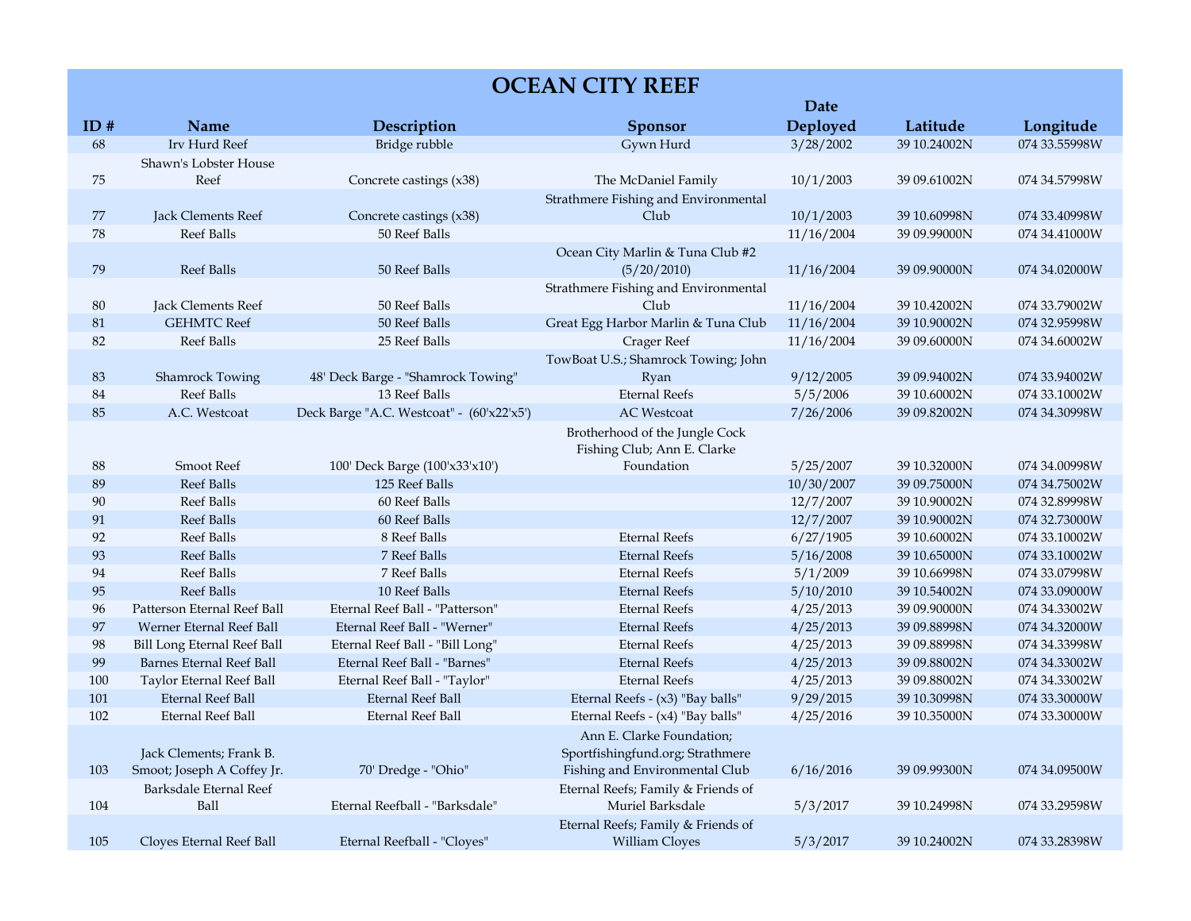# OCEAN CITY REEF

| ID # | Name | Description | Sponsor | Date Deployed | Latitude | Longitude |
|---|---|---|---|---|---|---|
| 68 | Irv Hurd Reef | Bridge rubble | Gywn Hurd | 3/28/2002 | 39 10.24002N | 074 33.55998W |
| 75 | Shawn's Lobster House Reef | Concrete castings (x38) | The McDaniel Family | 10/1/2003 | 39 09.61002N | 074 34.57998W |
| 77 | Jack Clements Reef | Concrete castings (x38) | Strathmere Fishing and Environmental Club | 10/1/2003 | 39 10.60998N | 074 33.40998W |
| 78 | Reef Balls | 50 Reef Balls | | 11/16/2004 | 39 09.99000N | 074 34.41000W |
| 79 | Reef Balls | 50 Reef Balls | Ocean City Marlin & Tuna Club #2 (5/20/2010) | 11/16/2004 | 39 09.90000N | 074 34.02000W |
| 80 | Jack Clements Reef | 50 Reef Balls | Strathmere Fishing and Environmental Club | 11/16/2004 | 39 10.42002N | 074 33.79002W |
| 81 | GEHMTC Reef | 50 Reef Balls | Great Egg Harbor Marlin & Tuna Club | 11/16/2004 | 39 10.90002N | 074 32.95998W |
| 82 | Reef Balls | 25 Reef Balls | Crager Reef | 11/16/2004 | 39 09.60000N | 074 34.60002W |
| 83 | Shamrock Towing | 48' Deck Barge - "Shamrock Towing" | TowBoat U.S.; Shamrock Towing; John Ryan | 9/12/2005 | 39 09.94002N | 074 33.94002W |
| 84 | Reef Balls | 13 Reef Balls | Eternal Reefs | 5/5/2006 | 39 10.60002N | 074 33.10002W |
| 85 | A.C. Westcoat | Deck Barge "A.C. Westcoat" - (60'x22'x5') | AC Westcoat | 7/26/2006 | 39 09.82002N | 074 34.30998W |
| 88 | Smoot Reef | 100' Deck Barge (100'x33'x10') | Brotherhood of the Jungle Cock Fishing Club; Ann E. Clarke Foundation | 5/25/2007 | 39 10.32000N | 074 34.00998W |
| 89 | Reef Balls | 125 Reef Balls | | 10/30/2007 | 39 09.75000N | 074 34.75002W |
| 90 | Reef Balls | 60 Reef Balls | | 12/7/2007 | 39 10.90002N | 074 32.89998W |
| 91 | Reef Balls | 60 Reef Balls | | 12/7/2007 | 39 10.90002N | 074 32.73000W |
| 92 | Reef Balls | 8 Reef Balls | Eternal Reefs | 6/27/1905 | 39 10.60002N | 074 33.10002W |
| 93 | Reef Balls | 7 Reef Balls | Eternal Reefs | 5/16/2008 | 39 10.65000N | 074 33.10002W |
| 94 | Reef Balls | 7 Reef Balls | Eternal Reefs | 5/1/2009 | 39 10.66998N | 074 33.07998W |
| 95 | Reef Balls | 10 Reef Balls | Eternal Reefs | 5/10/2010 | 39 10.54002N | 074 33.09000W |
| 96 | Patterson Eternal Reef Ball | Eternal Reef Ball - "Patterson" | Eternal Reefs | 4/25/2013 | 39 09.90000N | 074 34.33002W |
| 97 | Werner Eternal Reef Ball | Eternal Reef Ball - "Werner" | Eternal Reefs | 4/25/2013 | 39 09.88998N | 074 34.32000W |
| 98 | Bill Long Eternal Reef Ball | Eternal Reef Ball - "Bill Long" | Eternal Reefs | 4/25/2013 | 39 09.88998N | 074 34.33998W |
| 99 | Barnes Eternal Reef Ball | Eternal Reef Ball - "Barnes" | Eternal Reefs | 4/25/2013 | 39 09.88002N | 074 34.33002W |
| 100 | Taylor Eternal Reef Ball | Eternal Reef Ball - "Taylor" | Eternal Reefs | 4/25/2013 | 39 09.88002N | 074 34.33002W |
| 101 | Eternal Reef Ball | Eternal Reef Ball | Eternal Reefs - (x3) "Bay balls" | 9/29/2015 | 39 10.30998N | 074 33.30000W |
| 102 | Eternal Reef Ball | Eternal Reef Ball | Eternal Reefs - (x4) "Bay balls" | 4/25/2016 | 39 10.35000N | 074 33.30000W |
| 103 | Jack Clements; Frank B. Smoot; Joseph A Coffey Jr. | 70' Dredge - "Ohio" | Ann E. Clarke Foundation; Sportfishingfund.org; Strathmere Fishing and Environmental Club | 6/16/2016 | 39 09.99300N | 074 34.09500W |
| 104 | Barksdale Eternal Reef Ball | Eternal Reefball - "Barksdale" | Eternal Reefs; Family & Friends of Muriel Barksdale | 5/3/2017 | 39 10.24998N | 074 33.29598W |
| 105 | Cloyes Eternal Reef Ball | Eternal Reefball - "Cloyes" | Eternal Reefs; Family & Friends of William Cloyes | 5/3/2017 | 39 10.24002N | 074 33.28398W |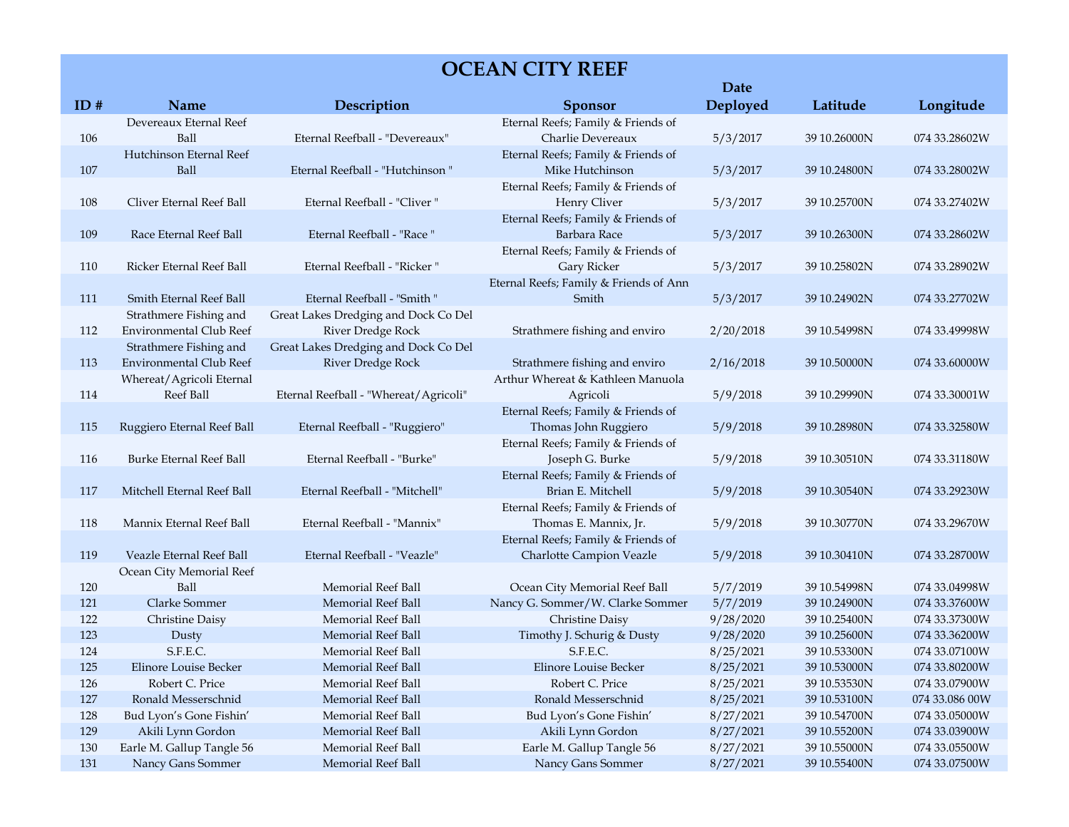# OCEAN CITY REEF

| ID # | Name | Description | Sponsor | Date Deployed | Latitude | Longitude |
|---|---|---|---|---|---|---|
| 106 | Devereaux Eternal Reef Ball | Eternal Reefball - "Devereaux" | Eternal Reefs; Family & Friends of Charlie Devereaux | 5/3/2017 | 39 10.26000N | 074 33.28602W |
| 107 | Hutchinson Eternal Reef Ball | Eternal Reefball - "Hutchinson " | Eternal Reefs; Family & Friends of Mike Hutchinson | 5/3/2017 | 39 10.24800N | 074 33.28002W |
| 108 | Cliver Eternal Reef Ball | Eternal Reefball - "Cliver " | Eternal Reefs; Family & Friends of Henry Cliver | 5/3/2017 | 39 10.25700N | 074 33.27402W |
| 109 | Race Eternal Reef Ball | Eternal Reefball - "Race " | Eternal Reefs; Family & Friends of Barbara Race | 5/3/2017 | 39 10.26300N | 074 33.28602W |
| 110 | Ricker Eternal Reef Ball | Eternal Reefball - "Ricker " | Eternal Reefs; Family & Friends of Gary Ricker | 5/3/2017 | 39 10.25802N | 074 33.28902W |
| 111 | Smith Eternal Reef Ball | Eternal Reefball - "Smith " | Eternal Reefs; Family & Friends of Ann Smith | 5/3/2017 | 39 10.24902N | 074 33.27702W |
| 112 | Strathmere Fishing and Environmental Club Reef | Great Lakes Dredging and Dock Co Del River Dredge Rock | Strathmere fishing and enviro | 2/20/2018 | 39 10.54998N | 074 33.49998W |
| 113 | Strathmere Fishing and Environmental Club Reef | Great Lakes Dredging and Dock Co Del River Dredge Rock | Strathmere fishing and enviro | 2/16/2018 | 39 10.50000N | 074 33.60000W |
| 114 | Whereat/Agricoli Eternal Reef Ball | Eternal Reefball - "Whereat/Agricoli" | Arthur Whereat & Kathleen Manuola Agricoli | 5/9/2018 | 39 10.29990N | 074 33.30001W |
| 115 | Ruggiero Eternal Reef Ball | Eternal Reefball - "Ruggiero" | Eternal Reefs; Family & Friends of Thomas John Ruggiero | 5/9/2018 | 39 10.28980N | 074 33.32580W |
| 116 | Burke Eternal Reef Ball | Eternal Reefball - "Burke" | Eternal Reefs; Family & Friends of Joseph G. Burke | 5/9/2018 | 39 10.30510N | 074 33.31180W |
| 117 | Mitchell Eternal Reef Ball | Eternal Reefball - "Mitchell" | Eternal Reefs; Family & Friends of Brian E. Mitchell | 5/9/2018 | 39 10.30540N | 074 33.29230W |
| 118 | Mannix Eternal Reef Ball | Eternal Reefball - "Mannix" | Eternal Reefs; Family & Friends of Thomas E. Mannix, Jr. | 5/9/2018 | 39 10.30770N | 074 33.29670W |
| 119 | Veazle Eternal Reef Ball | Eternal Reefball - "Veazle" | Eternal Reefs; Family & Friends of Charlotte Campion Veazle | 5/9/2018 | 39 10.30410N | 074 33.28700W |
| 120 | Ocean City Memorial Reef Ball | Memorial Reef Ball | Ocean City Memorial Reef Ball | 5/7/2019 | 39 10.54998N | 074 33.04998W |
| 121 | Clarke Sommer | Memorial Reef Ball | Nancy G. Sommer/W. Clarke Sommer | 5/7/2019 | 39 10.24900N | 074 33.37600W |
| 122 | Christine Daisy | Memorial Reef Ball | Christine Daisy | 9/28/2020 | 39 10.25400N | 074 33.37300W |
| 123 | Dusty | Memorial Reef Ball | Timothy J. Schurig & Dusty | 9/28/2020 | 39 10.25600N | 074 33.36200W |
| 124 | S.F.E.C. | Memorial Reef Ball | S.F.E.C. | 8/25/2021 | 39 10.53300N | 074 33.07100W |
| 125 | Elinore Louise Becker | Memorial Reef Ball | Elinore Louise Becker | 8/25/2021 | 39 10.53000N | 074 33.80200W |
| 126 | Robert C. Price | Memorial Reef Ball | Robert C. Price | 8/25/2021 | 39 10.53530N | 074 33.07900W |
| 127 | Ronald Messerschnid | Memorial Reef Ball | Ronald Messerschnid | 8/25/2021 | 39 10.53100N | 074 33.086 00W |
| 128 | Bud Lyon's Gone Fishin' | Memorial Reef Ball | Bud Lyon's Gone Fishin' | 8/27/2021 | 39 10.54700N | 074 33.05000W |
| 129 | Akili Lynn Gordon | Memorial Reef Ball | Akili Lynn Gordon | 8/27/2021 | 39 10.55200N | 074 33.03900W |
| 130 | Earle M. Gallup Tangle 56 | Memorial Reef Ball | Earle M. Gallup Tangle 56 | 8/27/2021 | 39 10.55000N | 074 33.05500W |
| 131 | Nancy Gans Sommer | Memorial Reef Ball | Nancy Gans Sommer | 8/27/2021 | 39 10.55400N | 074 33.07500W |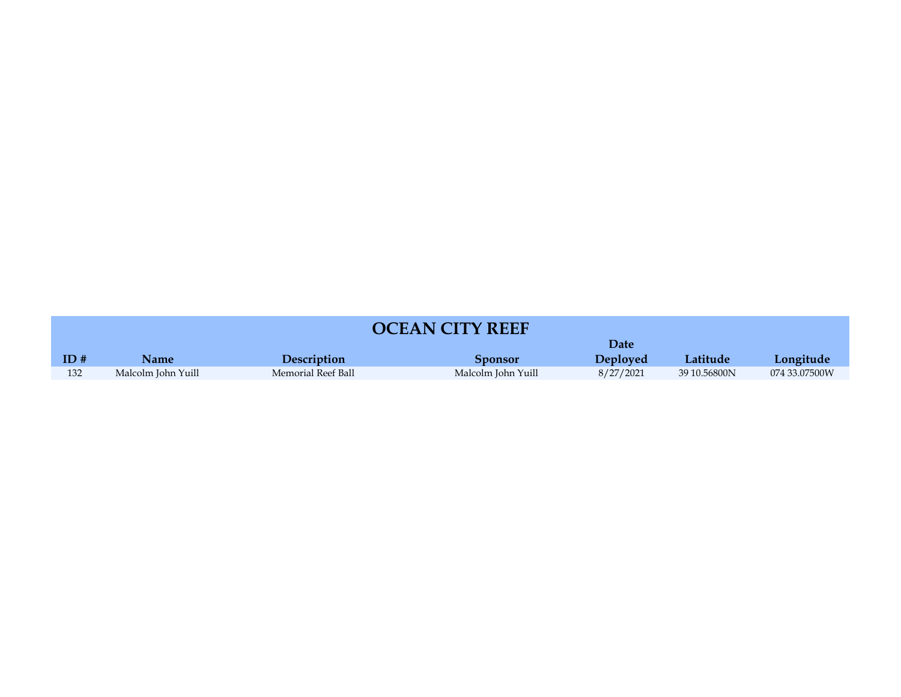# OCEAN CITY REEF

| ID # | Name | Description | Sponsor | Date Deployed | Latitude | Longitude |
|---|---|---|---|---|---|---|
| 132 | Malcolm John Yuill | Memorial Reef Ball | Malcolm John Yuill | 8/27/2021 | 39 10.56800N | 074 33.07500W |